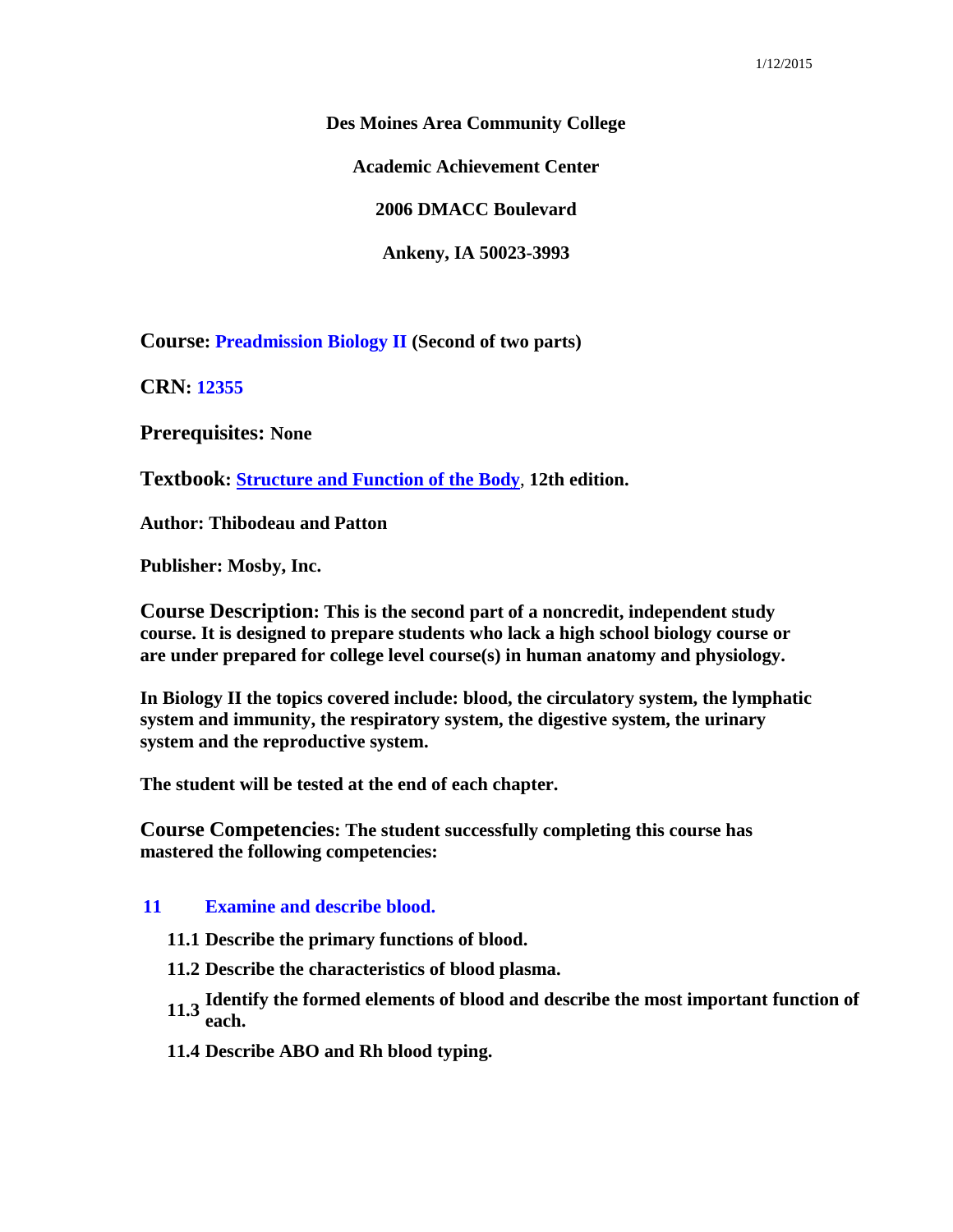1/12/2015

**Des Moines Area Community College**

**Academic Achievement Center**

**2006 DMACC Boulevard**

**Ankeny, IA 50023-3993**

**Course: Preadmission Biology II (Second of two parts)**

**CRN: 12355**

**Prerequisites: None**

**Textbook: Structure and Function of the Body, 12th edition.**

**Author: Thibodeau and Patton**

**Publisher: Mosby, Inc.**

**Course Description: This is the second part of a noncredit, independent study course. It is designed to prepare students who lack a high school biology course or are under prepared for college level course(s) in human anatomy and physiology.**

**In Biology II the topics covered include: blood, the circulatory system, the lymphatic system and immunity, the respiratory system, the digestive system, the urinary system and the reproductive system.**

**The student will be tested at the end of each chapter.**

**Course Competencies: The student successfully completing this course has mastered the following competencies:**

**11 Examine and describe blood.**

- **11.1 Describe the primary functions of blood.**
- **11.2 Describe the characteristics of blood plasma.**
- **11.3 Identify the formed elements of blood and describe the most important function of each.**
- **11.4 Describe ABO and Rh blood typing.**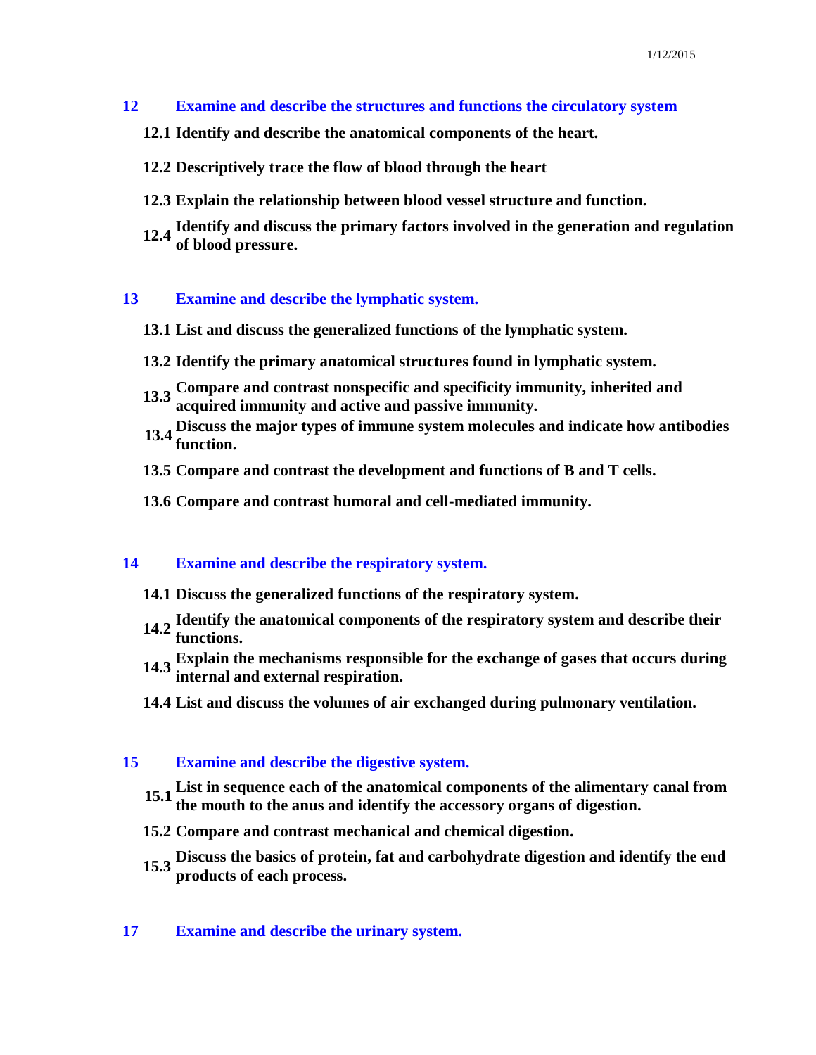## 12 Examine and describe the structures and functions the circulatory system

**12.1 Identify and describe the anatomical components of the heart.**

**12.2 Descriptively trace the flow of blood through the heart**

**12.3 Explain the relationship between blood vessel structure and function.**

**12.4 Identify and discuss the primary factors involved in the generation and regulation of blood pressure.**

## 13 Examine and describe the lymphatic system.

**13.1 List and discuss the generalized functions of the lymphatic system.**

**13.2 Identify the primary anatomical structures found in lymphatic system.**

**13.3 Compare and contrast nonspecific and specificity immunity, inherited and acquired immunity and active and passive immunity.**

**13.4 Discuss the major types of immune system molecules and indicate how antibodies function.**

**13.5 Compare and contrast the development and functions of B and T cells.**

**13.6 Compare and contrast humoral and cell-mediated immunity.**

## 14 Examine and describe the respiratory system.

**14.1 Discuss the generalized functions of the respiratory system.**

**14.2 Identify the anatomical components of the respiratory system and describe their functions.**

**14.3 Explain the mechanisms responsible for the exchange of gases that occurs during internal and external respiration.**

**14.4 List and discuss the volumes of air exchanged during pulmonary ventilation.**

## 15 Examine and describe the digestive system.

**15.1 List in sequence each of the anatomical components of the alimentary canal from the mouth to the anus and identify the accessory organs of digestion.**

**15.2 Compare and contrast mechanical and chemical digestion.**

**15.3 Discuss the basics of protein, fat and carbohydrate digestion and identify the end products of each process.**

## 17 Examine and describe the urinary system.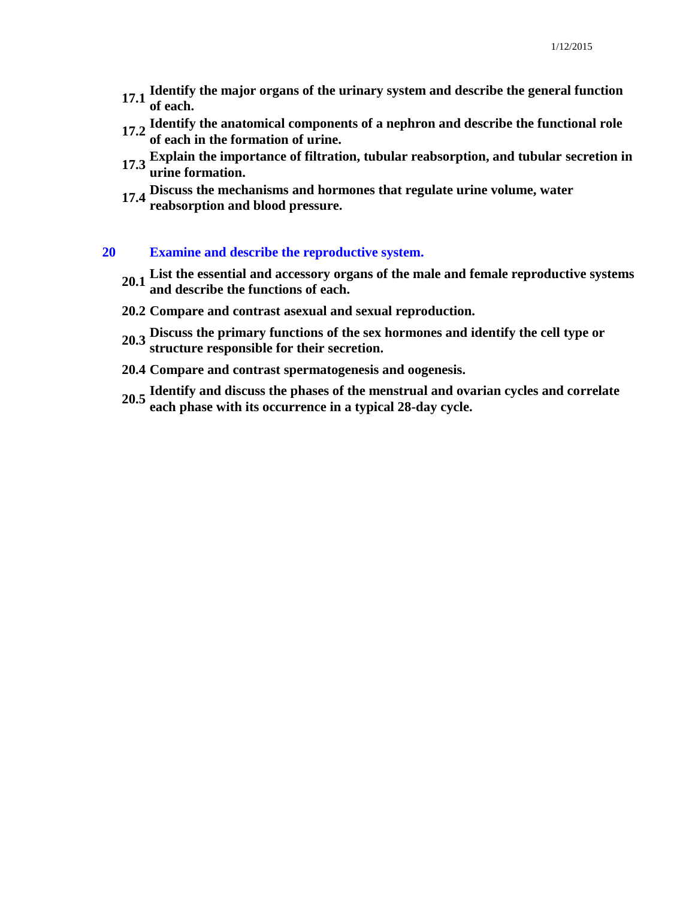**17.1 Identify the major organs of the urinary system and describe the general function of each.**

**17.2 Identify the anatomical components of a nephron and describe the functional role of each in the formation of urine.**

**17.3 Explain the importance of filtration, tubular reabsorption, and tubular secretion in urine formation.**

**17.4 Discuss the mechanisms and hormones that regulate urine volume, water reabsorption and blood pressure.**

## 20 Examine and describe the reproductive system.

**20.1 List the essential and accessory organs of the male and female reproductive systems and describe the functions of each.**

**20.2 Compare and contrast asexual and sexual reproduction.**

**20.3 Discuss the primary functions of the sex hormones and identify the cell type or structure responsible for their secretion.**

**20.4 Compare and contrast spermatogenesis and oogenesis.**

**20.5 Identify and discuss the phases of the menstrual and ovarian cycles and correlate each phase with its occurrence in a typical 28-day cycle.**